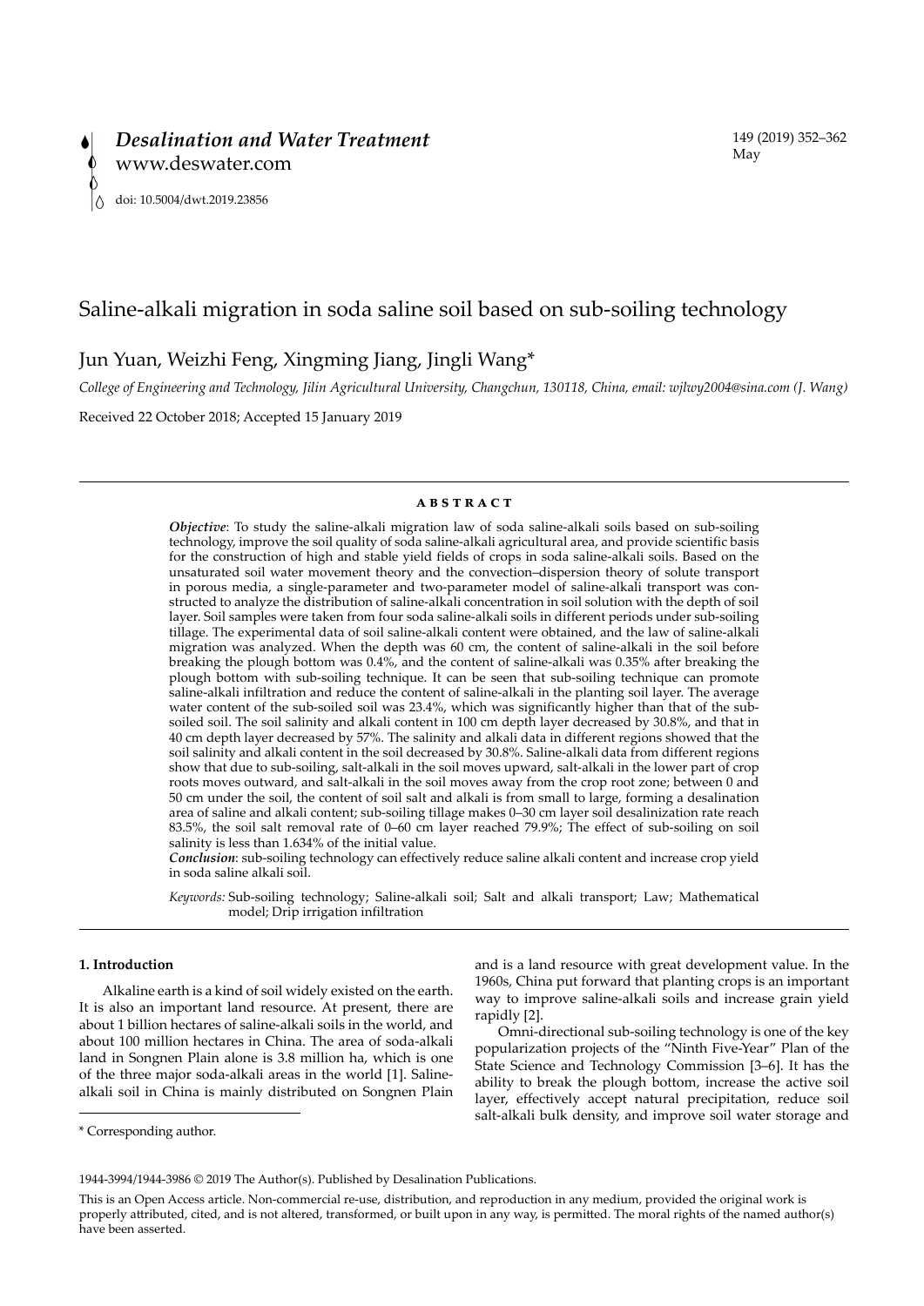# Saline-alkali migration in soda saline soil based on sub-soiling technology

Jun Yuan, Weizhi Feng, Xingming Jiang, Jingli Wang*

*College of Engineering and Technology, Jilin Agricultural University, Changchun, 130118, China, email: wjlwy2004@sina.com (J. Wang)*

Received 22 October 2018; Accepted 15 January 2019

## ABSTRACT

***Objective***: To study the saline-alkali migration law of soda saline-alkali soils based on sub-soiling technology, improve the soil quality of soda saline-alkali agricultural area, and provide scientific basis for the construction of high and stable yield fields of crops in soda saline-alkali soils. Based on the unsaturated soil water movement theory and the convection–dispersion theory of solute transport in porous media, a single-parameter and two-parameter model of saline-alkali transport was constructed to analyze the distribution of saline-alkali concentration in soil solution with the depth of soil layer. Soil samples were taken from four soda saline-alkali soils in different periods under sub-soiling tillage. The experimental data of soil saline-alkali content were obtained, and the law of saline-alkali migration was analyzed. When the depth was 60 cm, the content of saline-alkali in the soil before breaking the plough bottom was 0.4%, and the content of saline-alkali was 0.35% after breaking the plough bottom with sub-soiling technique. It can be seen that sub-soiling technique can promote saline-alkali infiltration and reduce the content of saline-alkali in the planting soil layer. The average water content of the sub-soiled soil was 23.4%, which was significantly higher than that of the sub-soiled soil. The soil salinity and alkali content in 100 cm depth layer decreased by 30.8%, and that in 40 cm depth layer decreased by 57%. The salinity and alkali data in different regions showed that the soil salinity and alkali content in the soil decreased by 30.8%. Saline-alkali data from different regions show that due to sub-soiling, salt-alkali in the soil moves upward, salt-alkali in the lower part of crop roots moves outward, and salt-alkali in the soil moves away from the crop root zone; between 0 and 50 cm under the soil, the content of soil salt and alkali is from small to large, forming a desalination area of saline and alkali content; sub-soiling tillage makes 0–30 cm layer soil desalinization rate reach 83.5%, the soil salt removal rate of 0–60 cm layer reached 79.9%; The effect of sub-soiling on soil salinity is less than 1.634% of the initial value.

***Conclusion***: sub-soiling technology can effectively reduce saline alkali content and increase crop yield in soda saline alkali soil.

*Keywords:* Sub-soiling technology; Saline-alkali soil; Salt and alkali transport; Law; Mathematical model; Drip irrigation infiltration

## 1. Introduction

Alkaline earth is a kind of soil widely existed on the earth. It is also an important land resource. At present, there are about 1 billion hectares of saline-alkali soils in the world, and about 100 million hectares in China. The area of soda-alkali land in Songnen Plain alone is 3.8 million ha, which is one of the three major soda-alkali areas in the world [1]. Saline-alkali soil in China is mainly distributed on Songnen Plain and is a land resource with great development value. In the 1960s, China put forward that planting crops is an important way to improve saline-alkali soils and increase grain yield rapidly [2].

Omni-directional sub-soiling technology is one of the key popularization projects of the "Ninth Five-Year" Plan of the State Science and Technology Commission [3–6]. It has the ability to break the plough bottom, increase the active soil layer, effectively accept natural precipitation, reduce soil salt-alkali bulk density, and improve soil water storage and

\* Corresponding author.

1944-3994/1944-3986 © 2019 The Author(s). Published by Desalination Publications.

This is an Open Access article. Non-commercial re-use, distribution, and reproduction in any medium, provided the original work is properly attributed, cited, and is not altered, transformed, or built upon in any way, is permitted. The moral rights of the named author(s) have been asserted.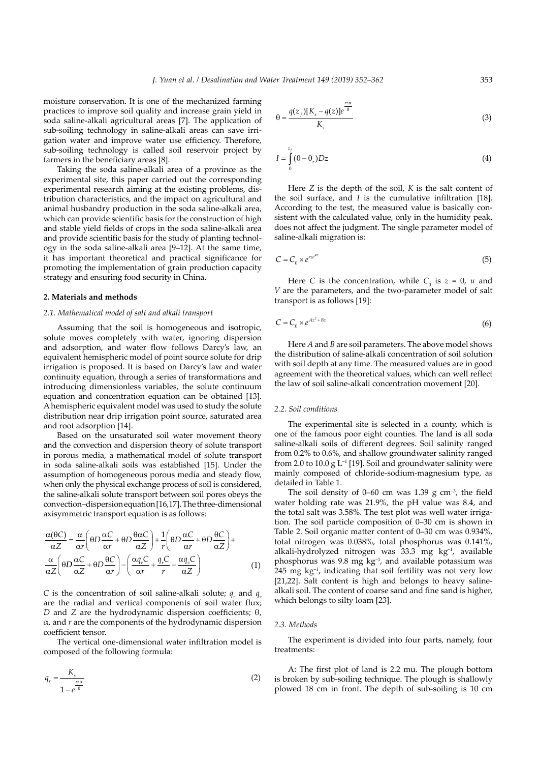moisture conservation. It is one of the mechanized farming practices to improve soil quality and increase grain yield in soda saline-alkali agricultural areas [7]. The application of sub-soiling technology in saline-alkali areas can save irrigation water and improve water use efficiency. Therefore, sub-soiling technology is called soil reservoir project by farmers in the beneficiary areas [8].

Taking the soda saline-alkali area of a province as the experimental site, this paper carried out the corresponding experimental research aiming at the existing problems, distribution characteristics, and the impact on agricultural and animal husbandry production in the soda saline-alkali area, which can provide scientific basis for the construction of high and stable yield fields of crops in the soda saline-alkali area and provide scientific basis for the study of planting technology in the soda saline-alkali area [9–12]. At the same time, it has important theoretical and practical significance for promoting the implementation of grain production capacity strategy and ensuring food security in China.

## 2. Materials and methods

### 2.1. Mathematical model of salt and alkali transport

Assuming that the soil is homogeneous and isotropic, solute moves completely with water, ignoring dispersion and adsorption, and water flow follows Darcy's law, an equivalent hemispheric model of point source solute for drip irrigation is proposed. It is based on Darcy's law and water continuity equation, through a series of transformations and introducing dimensionless variables, the solute continuum equation and concentration equation can be obtained [13]. A hemispheric equivalent model was used to study the solute distribution near drip irrigation point source, saturated area and root adsorption [14].

Based on the unsaturated soil water movement theory and the convection and dispersion theory of solute transport in porous media, a mathematical model of solute transport in soda saline-alkali soils was established [15]. Under the assumption of homogeneous porous media and steady flow, when only the physical exchange process of soil is considered, the saline-alkali solute transport between soil pores obeys the convection–dispersion equation [16,17]. The three-dimensional axisymmetric transport equation is as follows:

$$\frac{\alpha(\theta C)}{\alpha Z} = \frac{\alpha}{\alpha r}\left(\theta D\frac{\alpha C}{\alpha r} + \theta D\frac{\theta \alpha C}{\alpha Z}\right) + \frac{1}{r}\left(\theta D\frac{\alpha C}{\alpha r} + \theta D\frac{\theta C}{\alpha Z}\right) + \frac{\alpha}{\alpha Z}\left(\theta D\frac{\alpha C}{\alpha Z} + \theta D\frac{\theta C}{\alpha r}\right) - \left(\frac{\alpha q_r C}{\alpha r} + \frac{q_r C}{r} + \frac{\alpha q_z C}{\alpha Z}\right) \tag{1}$$

$C$ is the concentration of soil saline-alkali solute; $q_r$ and $q_z$ are the radial and vertical components of soil water flux; $D$ and $Z$ are the hydrodynamic dispersion coefficients; $\theta$, $\alpha$, and $r$ are the components of the hydrodynamic dispersion coefficient tensor.

The vertical one-dimensional water infiltration model is composed of the following formula:

$$q_r = \frac{K_s}{1 - e^{\frac{rz\alpha}{\theta}}} \tag{2}$$

$$\theta = \frac{q(z_f)[K_s - q(z)]e^{\frac{rz\alpha}{\theta}}}{K_s} \tag{3}$$

$$I = \int_0^{z_f} (\theta - \theta_r) Dz \tag{4}$$

Here $Z$ is the depth of the soil, $K$ is the salt content of the soil surface, and $I$ is the cumulative infiltration [18]. According to the test, the measured value is basically consistent with the calculated value, only in the humidity peak, does not affect the judgment. The single parameter model of saline-alkali migration is:

$$C = C_0 \times e^{rze^{uz}} \tag{5}$$

Here $C$ is the concentration, while $C_0$ is $z = 0$, $u$ and $V$ are the parameters, and the two-parameter model of salt transport is as follows [19]:

$$C = C_0 \times e^{Az^2 + Bz} \tag{6}$$

Here $A$ and $B$ are soil parameters. The above model shows the distribution of saline-alkali concentration of soil solution with soil depth at any time. The measured values are in good agreement with the theoretical values, which can well reflect the law of soil saline-alkali concentration movement [20].

### 2.2. Soil conditions

The experimental site is selected in a county, which is one of the famous poor eight counties. The land is all soda saline-alkali soils of different degrees. Soil salinity ranged from 0.2% to 0.6%, and shallow groundwater salinity ranged from 2.0 to 10.0 g L$^{-1}$ [19]. Soil and groundwater salinity were mainly composed of chloride-sodium-magnesium type, as detailed in Table 1.

The soil density of 0–60 cm was 1.39 g cm$^{-3}$, the field water holding rate was 21.9%, the pH value was 8.4, and the total salt was 3.58%. The test plot was well water irrigation. The soil particle composition of 0–30 cm is shown in Table 2. Soil organic matter content of 0–30 cm was 0.934%, total nitrogen was 0.038%, total phosphorus was 0.141%, alkali-hydrolyzed nitrogen was 33.3 mg kg$^{-1}$, available phosphorus was 9.8 mg kg$^{-1}$, and available potassium was 245 mg kg$^{-1}$, indicating that soil fertility was not very low [21,22]. Salt content is high and belongs to heavy saline-alkali soil. The content of coarse sand and fine sand is higher, which belongs to silty loam [23].

### 2.3. Methods

The experiment is divided into four parts, namely, four treatments:

A: The first plot of land is 2.2 mu. The plough bottom is broken by sub-soiling technique. The plough is shallowly plowed 18 cm in front. The depth of sub-soiling is 10 cm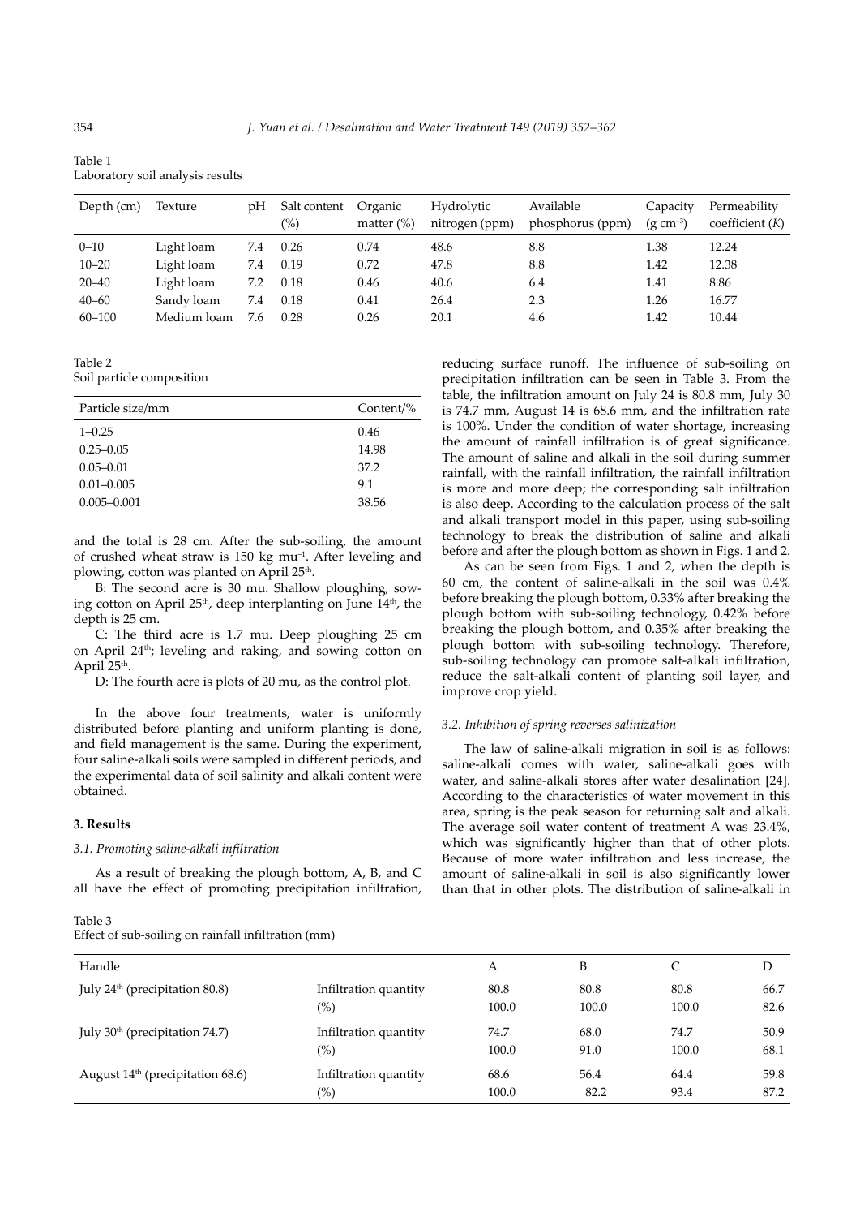Table 1
Laboratory soil analysis results

| Depth (cm) | Texture | pH | Salt content (%) | Organic matter (%) | Hydrolytic nitrogen (ppm) | Available phosphorus (ppm) | Capacity (g cm$^{-3}$) | Permeability coefficient ($K$) |
|---|---|---|---|---|---|---|---|---|
| 0–10 | Light loam | 7.4 | 0.26 | 0.74 | 48.6 | 8.8 | 1.38 | 12.24 |
| 10–20 | Light loam | 7.4 | 0.19 | 0.72 | 47.8 | 8.8 | 1.42 | 12.38 |
| 20–40 | Light loam | 7.2 | 0.18 | 0.46 | 40.6 | 6.4 | 1.41 | 8.86 |
| 40–60 | Sandy loam | 7.4 | 0.18 | 0.41 | 26.4 | 2.3 | 1.26 | 16.77 |
| 60–100 | Medium loam | 7.6 | 0.28 | 0.26 | 20.1 | 4.6 | 1.42 | 10.44 |

Table 2
Soil particle composition

| Particle size/mm | Content/% |
|---|---|
| 1–0.25 | 0.46 |
| 0.25–0.05 | 14.98 |
| 0.05–0.01 | 37.2 |
| 0.01–0.005 | 9.1 |
| 0.005–0.001 | 38.56 |

and the total is 28 cm. After the sub-soiling, the amount of crushed wheat straw is 150 kg mu$^{-1}$. After leveling and plowing, cotton was planted on April 25th.

B: The second acre is 30 mu. Shallow ploughing, sowing cotton on April 25th, deep interplanting on June 14th, the depth is 25 cm.

C: The third acre is 1.7 mu. Deep ploughing 25 cm on April 24th; leveling and raking, and sowing cotton on April 25th.

D: The fourth acre is plots of 20 mu, as the control plot.

In the above four treatments, water is uniformly distributed before planting and uniform planting is done, and field management is the same. During the experiment, four saline-alkali soils were sampled in different periods, and the experimental data of soil salinity and alkali content were obtained.

## 3. Results

### 3.1. Promoting saline-alkali infiltration

As a result of breaking the plough bottom, A, B, and C all have the effect of promoting precipitation infiltration, reducing surface runoff. The influence of sub-soiling on precipitation infiltration can be seen in Table 3. From the table, the infiltration amount on July 24 is 80.8 mm, July 30 is 74.7 mm, August 14 is 68.6 mm, and the infiltration rate is 100%. Under the condition of water shortage, increasing the amount of rainfall infiltration is of great significance. The amount of saline and alkali in the soil during summer rainfall, with the rainfall infiltration, the rainfall infiltration is more and more deep; the corresponding salt infiltration is also deep. According to the calculation process of the salt and alkali transport model in this paper, using sub-soiling technology to break the distribution of saline and alkali before and after the plough bottom as shown in Figs. 1 and 2.

As can be seen from Figs. 1 and 2, when the depth is 60 cm, the content of saline-alkali in the soil was 0.4% before breaking the plough bottom, 0.33% after breaking the plough bottom with sub-soiling technology, 0.42% before breaking the plough bottom, and 0.35% after breaking the plough bottom with sub-soiling technology. Therefore, sub-soiling technology can promote salt-alkali infiltration, reduce the salt-alkali content of planting soil layer, and improve crop yield.

### 3.2. Inhibition of spring reverses salinization

The law of saline-alkali migration in soil is as follows: saline-alkali comes with water, saline-alkali goes with water, and saline-alkali stores after water desalination [24]. According to the characteristics of water movement in this area, spring is the peak season for returning salt and alkali. The average soil water content of treatment A was 23.4%, which was significantly higher than that of other plots. Because of more water infiltration and less increase, the amount of saline-alkali in soil is also significantly lower than that in other plots. The distribution of saline-alkali in

Table 3
Effect of sub-soiling on rainfall infiltration (mm)

| Handle | | A | B | C | D |
|---|---|---|---|---|---|
| July 24th (precipitation 80.8) | Infiltration quantity | 80.8 | 80.8 | 80.8 | 66.7 |
| | (%) | 100.0 | 100.0 | 100.0 | 82.6 |
| July 30th (precipitation 74.7) | Infiltration quantity | 74.7 | 68.0 | 74.7 | 50.9 |
| | (%) | 100.0 | 91.0 | 100.0 | 68.1 |
| August 14th (precipitation 68.6) | Infiltration quantity | 68.6 | 56.4 | 64.4 | 59.8 |
| | (%) | 100.0 | 82.2 | 93.4 | 87.2 |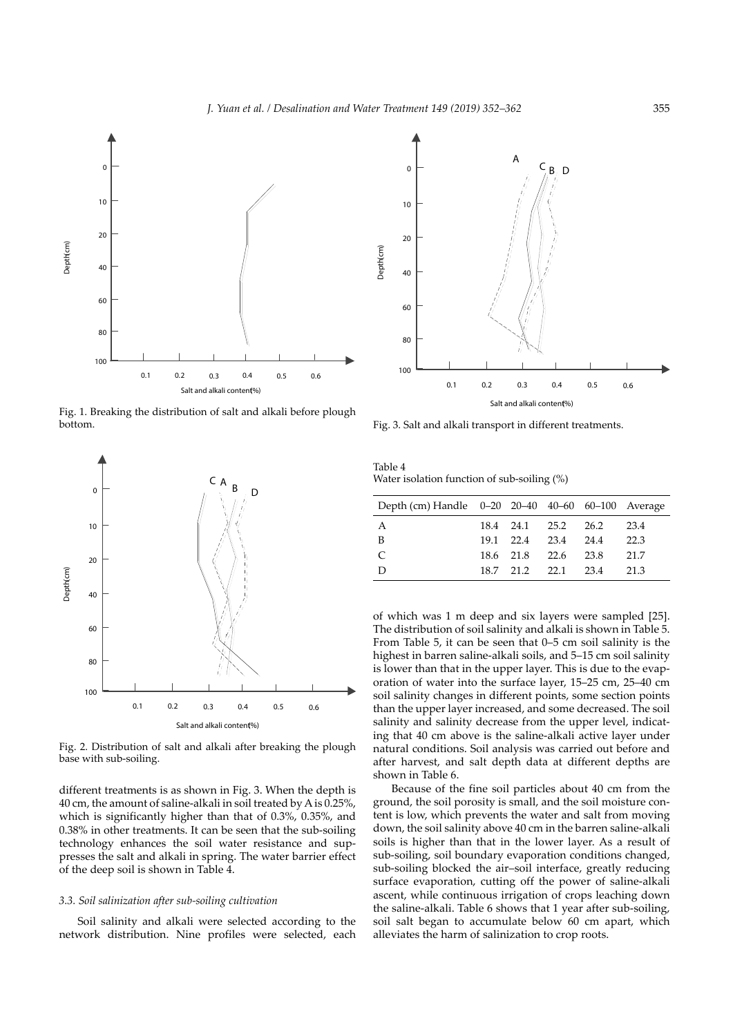Fig. 1. Breaking the distribution of salt and alkali before plough bottom.

Fig. 2. Distribution of salt and alkali after breaking the plough base with sub-soiling.

different treatments is as shown in Fig. 3. When the depth is 40 cm, the amount of saline-alkali in soil treated by A is 0.25%, which is significantly higher than that of 0.3%, 0.35%, and 0.38% in other treatments. It can be seen that the sub-soiling technology enhances the soil water resistance and suppresses the salt and alkali in spring. The water barrier effect of the deep soil is shown in Table 4.

### *3.3. Soil salinization after sub-soiling cultivation*

Soil salinity and alkali were selected according to the network distribution. Nine profiles were selected, each of which was 1 m deep and six layers were sampled [25]. The distribution of soil salinity and alkali is shown in Table 5. From Table 5, it can be seen that 0–5 cm soil salinity is the highest in barren saline-alkali soils, and 5–15 cm soil salinity is lower than that in the upper layer. This is due to the evaporation of water into the surface layer, 15–25 cm, 25–40 cm soil salinity changes in different points, some section points than the upper layer increased, and some decreased. The soil salinity and salinity decrease from the upper level, indicating that 40 cm above is the saline-alkali active layer under natural conditions. Soil analysis was carried out before and after harvest, and salt depth data at different depths are shown in Table 6.

Because of the fine soil particles about 40 cm from the ground, the soil porosity is small, and the soil moisture content is low, which prevents the water and salt from moving down, the soil salinity above 40 cm in the barren saline-alkali soils is higher than that in the lower layer. As a result of sub-soiling, soil boundary evaporation conditions changed, sub-soiling blocked the air–soil interface, greatly reducing surface evaporation, cutting off the power of saline-alkali ascent, while continuous irrigation of crops leaching down the saline-alkali. Table 6 shows that 1 year after sub-soiling, soil salt began to accumulate below 60 cm apart, which alleviates the harm of salinization to crop roots.

Fig. 3. Salt and alkali transport in different treatments.

Table 4
Water isolation function of sub-soiling (%)

| Depth (cm) Handle | 0–20 | 20–40 | 40–60 | 60–100 | Average |
|---|---|---|---|---|---|
| A | 18.4 | 24.1 | 25.2 | 26.2 | 23.4 |
| B | 19.1 | 22.4 | 23.4 | 24.4 | 22.3 |
| C | 18.6 | 21.8 | 22.6 | 23.8 | 21.7 |
| D | 18.7 | 21.2 | 22.1 | 23.4 | 21.3 |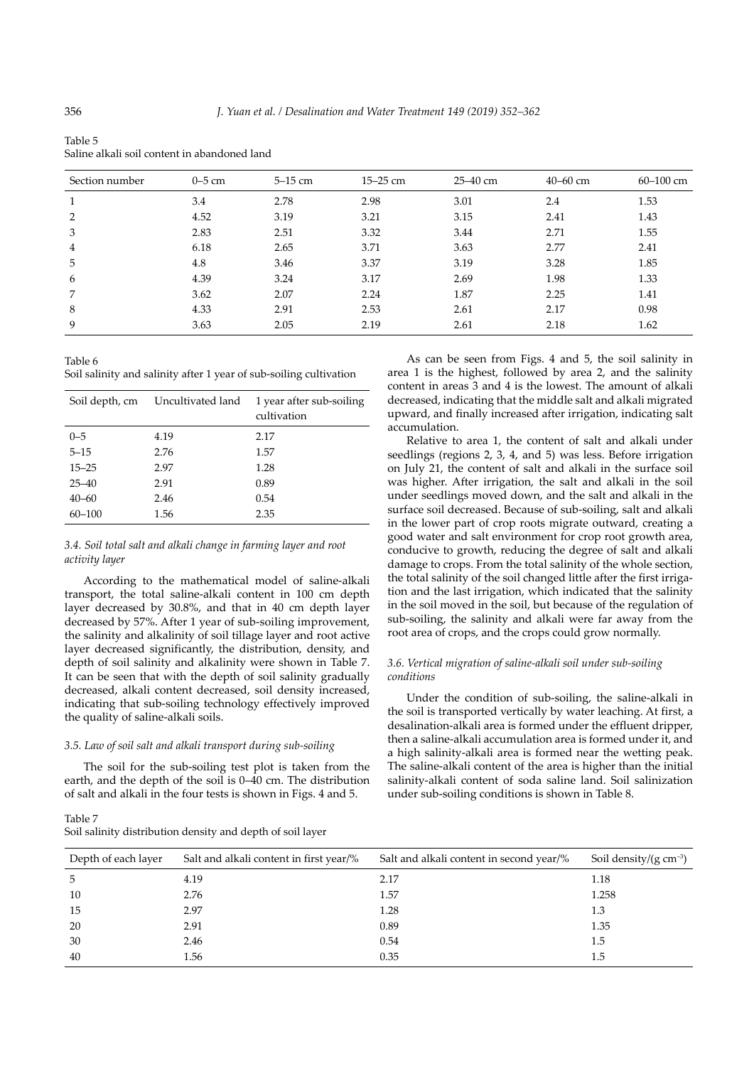Table 5
Saline alkali soil content in abandoned land

| Section number | 0–5 cm | 5–15 cm | 15–25 cm | 25–40 cm | 40–60 cm | 60–100 cm |
|---|---|---|---|---|---|---|
| 1 | 3.4 | 2.78 | 2.98 | 3.01 | 2.4 | 1.53 |
| 2 | 4.52 | 3.19 | 3.21 | 3.15 | 2.41 | 1.43 |
| 3 | 2.83 | 2.51 | 3.32 | 3.44 | 2.71 | 1.55 |
| 4 | 6.18 | 2.65 | 3.71 | 3.63 | 2.77 | 2.41 |
| 5 | 4.8 | 3.46 | 3.37 | 3.19 | 3.28 | 1.85 |
| 6 | 4.39 | 3.24 | 3.17 | 2.69 | 1.98 | 1.33 |
| 7 | 3.62 | 2.07 | 2.24 | 1.87 | 2.25 | 1.41 |
| 8 | 4.33 | 2.91 | 2.53 | 2.61 | 2.17 | 0.98 |
| 9 | 3.63 | 2.05 | 2.19 | 2.61 | 2.18 | 1.62 |

Table 6
Soil salinity and salinity after 1 year of sub-soiling cultivation

| Soil depth, cm | Uncultivated land | 1 year after sub-soiling cultivation |
|---|---|---|
| 0–5 | 4.19 | 2.17 |
| 5–15 | 2.76 | 1.57 |
| 15–25 | 2.97 | 1.28 |
| 25–40 | 2.91 | 0.89 |
| 40–60 | 2.46 | 0.54 |
| 60–100 | 1.56 | 2.35 |

### *3.4. Soil total salt and alkali change in farming layer and root activity layer*

According to the mathematical model of saline-alkali transport, the total saline-alkali content in 100 cm depth layer decreased by 30.8%, and that in 40 cm depth layer decreased by 57%. After 1 year of sub-soiling improvement, the salinity and alkalinity of soil tillage layer and root active layer decreased significantly, the distribution, density, and depth of soil salinity and alkalinity were shown in Table 7. It can be seen that with the depth of soil salinity gradually decreased, alkali content decreased, soil density increased, indicating that sub-soiling technology effectively improved the quality of saline-alkali soils.

### *3.5. Law of soil salt and alkali transport during sub-soiling*

The soil for the sub-soiling test plot is taken from the earth, and the depth of the soil is 0–40 cm. The distribution of salt and alkali in the four tests is shown in Figs. 4 and 5.

As can be seen from Figs. 4 and 5, the soil salinity in area 1 is the highest, followed by area 2, and the salinity content in areas 3 and 4 is the lowest. The amount of alkali decreased, indicating that the middle salt and alkali migrated upward, and finally increased after irrigation, indicating salt accumulation.

Relative to area 1, the content of salt and alkali under seedlings (regions 2, 3, 4, and 5) was less. Before irrigation on July 21, the content of salt and alkali in the surface soil was higher. After irrigation, the salt and alkali in the soil under seedlings moved down, and the salt and alkali in the surface soil decreased. Because of sub-soiling, salt and alkali in the lower part of crop roots migrate outward, creating a good water and salt environment for crop root growth area, conducive to growth, reducing the degree of salt and alkali damage to crops. From the total salinity of the whole section, the total salinity of the soil changed little after the first irrigation and the last irrigation, which indicated that the salinity in the soil moved in the soil, but because of the regulation of sub-soiling, the salinity and alkali were far away from the root area of crops, and the crops could grow normally.

### *3.6. Vertical migration of saline-alkali soil under sub-soiling conditions*

Under the condition of sub-soiling, the saline-alkali in the soil is transported vertically by water leaching. At first, a desalination-alkali area is formed under the effluent dripper, then a saline-alkali accumulation area is formed under it, and a high salinity-alkali area is formed near the wetting peak. The saline-alkali content of the area is higher than the initial salinity-alkali content of soda saline land. Soil salinization under sub-soiling conditions is shown in Table 8.

Table 7
Soil salinity distribution density and depth of soil layer

| Depth of each layer | Salt and alkali content in first year/% | Salt and alkali content in second year/% | Soil density/(g $cm^{-3}$) |
|---|---|---|---|
| 5 | 4.19 | 2.17 | 1.18 |
| 10 | 2.76 | 1.57 | 1.258 |
| 15 | 2.97 | 1.28 | 1.3 |
| 20 | 2.91 | 0.89 | 1.35 |
| 30 | 2.46 | 0.54 | 1.5 |
| 40 | 1.56 | 0.35 | 1.5 |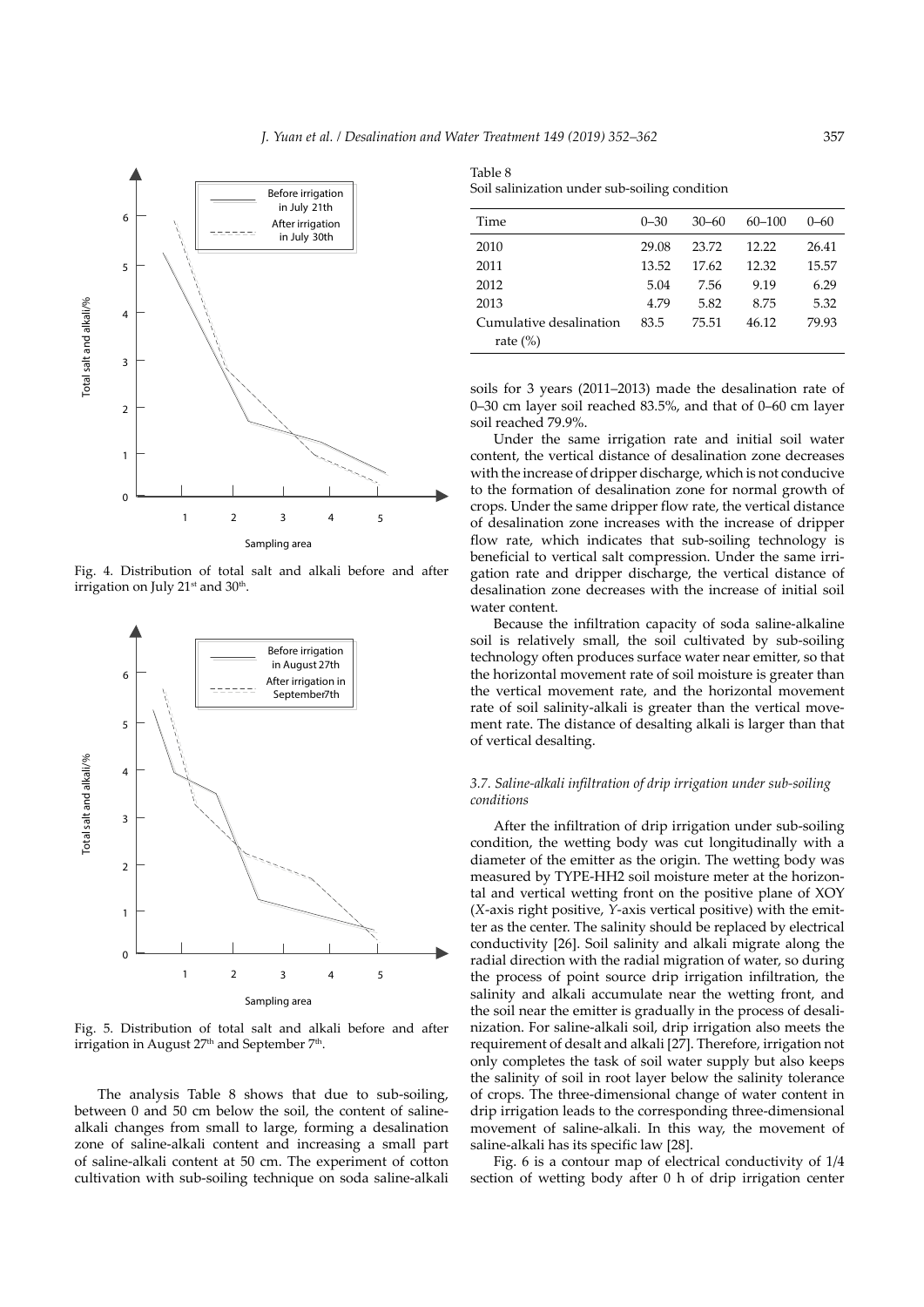Fig. 4. Distribution of total salt and alkali before and after irrigation on July 21st and 30th.

Fig. 5. Distribution of total salt and alkali before and after irrigation in August 27th and September 7th.

The analysis Table 8 shows that due to sub-soiling, between 0 and 50 cm below the soil, the content of saline-alkali changes from small to large, forming a desalination zone of saline-alkali content and increasing a small part of saline-alkali content at 50 cm. The experiment of cotton cultivation with sub-soiling technique on soda saline-alkali soils for 3 years (2011–2013) made the desalination rate of 0–30 cm layer soil reached 83.5%, and that of 0–60 cm layer soil reached 79.9%.

Table 8
Soil salinization under sub-soiling condition

| Time | 0–30 | 30–60 | 60–100 | 0–60 |
|---|---|---|---|---|
| 2010 | 29.08 | 23.72 | 12.22 | 26.41 |
| 2011 | 13.52 | 17.62 | 12.32 | 15.57 |
| 2012 | 5.04 | 7.56 | 9.19 | 6.29 |
| 2013 | 4.79 | 5.82 | 8.75 | 5.32 |
| Cumulative desalination rate (%) | 83.5 | 75.51 | 46.12 | 79.93 |

Under the same irrigation rate and initial soil water content, the vertical distance of desalination zone decreases with the increase of dripper discharge, which is not conducive to the formation of desalination zone for normal growth of crops. Under the same dripper flow rate, the vertical distance of desalination zone increases with the increase of dripper flow rate, which indicates that sub-soiling technology is beneficial to vertical salt compression. Under the same irrigation rate and dripper discharge, the vertical distance of desalination zone decreases with the increase of initial soil water content.

Because the infiltration capacity of soda saline-alkaline soil is relatively small, the soil cultivated by sub-soiling technology often produces surface water near emitter, so that the horizontal movement rate of soil moisture is greater than the vertical movement rate, and the horizontal movement rate of soil salinity-alkali is greater than the vertical movement rate. The distance of desalting alkali is larger than that of vertical desalting.

### 3.7. Saline-alkali infiltration of drip irrigation under sub-soiling conditions

After the infiltration of drip irrigation under sub-soiling condition, the wetting body was cut longitudinally with a diameter of the emitter as the origin. The wetting body was measured by TYPE-HH2 soil moisture meter at the horizontal and vertical wetting front on the positive plane of XOY (*X*-axis right positive, *Y*-axis vertical positive) with the emitter as the center. The salinity should be replaced by electrical conductivity [26]. Soil salinity and alkali migrate along the radial direction with the radial migration of water, so during the process of point source drip irrigation infiltration, the salinity and alkali accumulate near the wetting front, and the soil near the emitter is gradually in the process of desalinization. For saline-alkali soil, drip irrigation also meets the requirement of desalt and alkali [27]. Therefore, irrigation not only completes the task of soil water supply but also keeps the salinity of soil in root layer below the salinity tolerance of crops. The three-dimensional change of water content in drip irrigation leads to the corresponding three-dimensional movement of saline-alkali. In this way, the movement of saline-alkali has its specific law [28].

Fig. 6 is a contour map of electrical conductivity of 1/4 section of wetting body after 0 h of drip irrigation center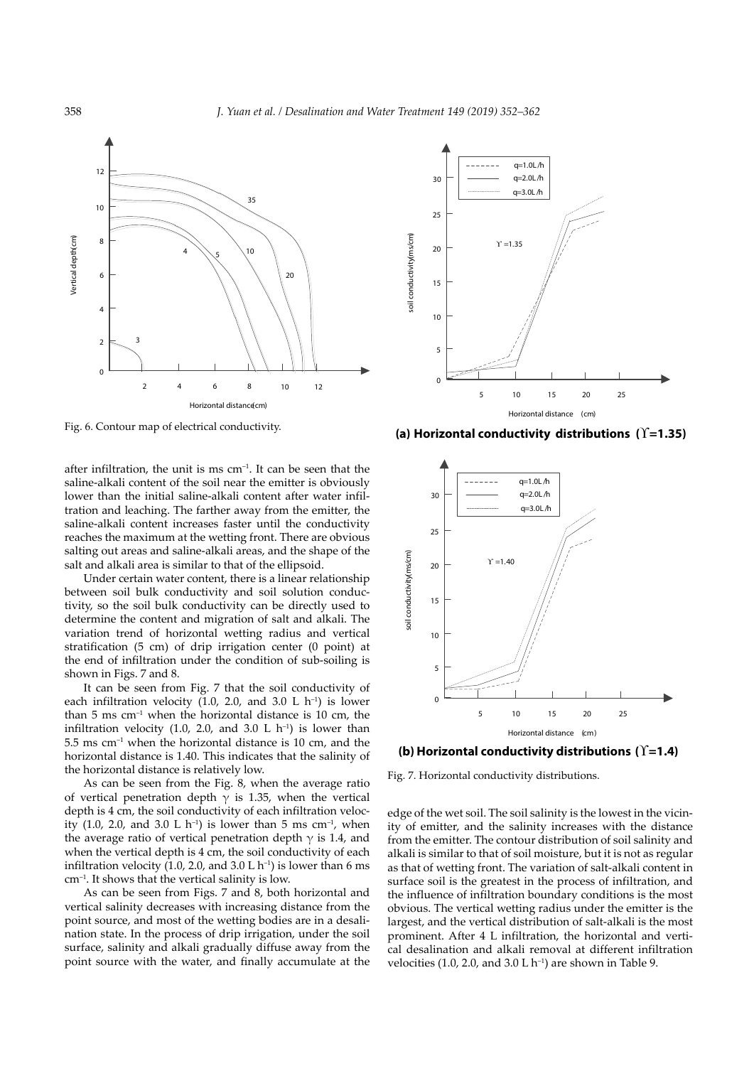Fig. 6. Contour map of electrical conductivity.

after infiltration, the unit is ms cm$^{-1}$. It can be seen that the saline-alkali content of the soil near the emitter is obviously lower than the initial saline-alkali content after water infiltration and leaching. The farther away from the emitter, the saline-alkali content increases faster until the conductivity reaches the maximum at the wetting front. There are obvious salting out areas and saline-alkali areas, and the shape of the salt and alkali area is similar to that of the ellipsoid.

Under certain water content, there is a linear relationship between soil bulk conductivity and soil solution conductivity, so the soil bulk conductivity can be directly used to determine the content and migration of salt and alkali. The variation trend of horizontal wetting radius and vertical stratification (5 cm) of drip irrigation center (0 point) at the end of infiltration under the condition of sub-soiling is shown in Figs. 7 and 8.

It can be seen from Fig. 7 that the soil conductivity of each infiltration velocity (1.0, 2.0, and 3.0 L h$^{-1}$) is lower than 5 ms cm$^{-1}$ when the horizontal distance is 10 cm, the infiltration velocity (1.0, 2.0, and 3.0 L h$^{-1}$) is lower than 5.5 ms cm$^{-1}$ when the horizontal distance is 10 cm, and the horizontal distance is 1.40. This indicates that the salinity of the horizontal distance is relatively low.

As can be seen from the Fig. 8, when the average ratio of vertical penetration depth $\gamma$ is 1.35, when the vertical depth is 4 cm, the soil conductivity of each infiltration velocity (1.0, 2.0, and 3.0 L h$^{-1}$) is lower than 5 ms cm$^{-1}$, when the average ratio of vertical penetration depth $\gamma$ is 1.4, and when the vertical depth is 4 cm, the soil conductivity of each infiltration velocity (1.0, 2.0, and 3.0 L h$^{-1}$) is lower than 6 ms cm$^{-1}$. It shows that the vertical salinity is low.

As can be seen from Figs. 7 and 8, both horizontal and vertical salinity decreases with increasing distance from the point source, and most of the wetting bodies are in a desalination state. In the process of drip irrigation, under the soil surface, salinity and alkali gradually diffuse away from the point source with the water, and finally accumulate at the edge of the wet soil. The soil salinity is the lowest in the vicinity of emitter, and the salinity increases with the distance from the emitter. The contour distribution of soil salinity and alkali is similar to that of soil moisture, but it is not as regular as that of wetting front. The variation of salt-alkali content in surface soil is the greatest in the process of infiltration, and the influence of infiltration boundary conditions is the most obvious. The vertical wetting radius under the emitter is the largest, and the vertical distribution of salt-alkali is the most prominent. After 4 L infiltration, the horizontal and vertical desalination and alkali removal at different infiltration velocities (1.0, 2.0, and 3.0 L h$^{-1}$) are shown in Table 9.

**(a) Horizontal conductivity distributions ($\Upsilon$=1.35)**

**(b) Horizontal conductivity distributions ($\Upsilon$=1.4)**

Fig. 7. Horizontal conductivity distributions.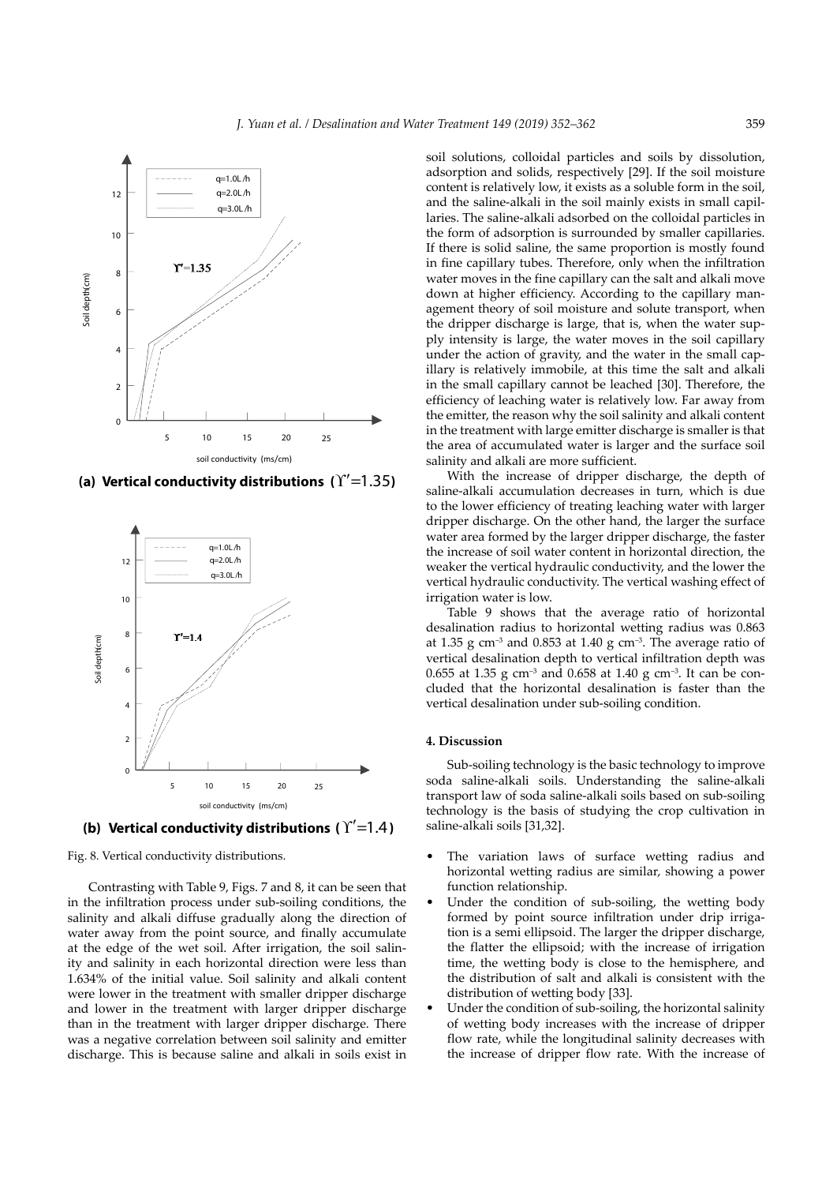(a) **Vertical conductivity distributions** ($\Upsilon'$=1.35)

(b) **Vertical conductivity distributions** ($\Upsilon'$=1.4)

Fig. 8. Vertical conductivity distributions.

Contrasting with Table 9, Figs. 7 and 8, it can be seen that in the infiltration process under sub-soiling conditions, the salinity and alkali diffuse gradually along the direction of water away from the point source, and finally accumulate at the edge of the wet soil. After irrigation, the soil salinity and salinity in each horizontal direction were less than 1.634% of the initial value. Soil salinity and alkali content were lower in the treatment with smaller dripper discharge and lower in the treatment with larger dripper discharge than in the treatment with larger dripper discharge. There was a negative correlation between soil salinity and emitter discharge. This is because saline and alkali in soils exist in soil solutions, colloidal particles and soils by dissolution, adsorption and solids, respectively [29]. If the soil moisture content is relatively low, it exists as a soluble form in the soil, and the saline-alkali in the soil mainly exists in small capillaries. The saline-alkali adsorbed on the colloidal particles in the form of adsorption is surrounded by smaller capillaries. If there is solid saline, the same proportion is mostly found in fine capillary tubes. Therefore, only when the infiltration water moves in the fine capillary can the salt and alkali move down at higher efficiency. According to the capillary management theory of soil moisture and solute transport, when the dripper discharge is large, that is, when the water supply intensity is large, the water moves in the soil capillary under the action of gravity, and the water in the small capillary is relatively immobile, at this time the salt and alkali in the small capillary cannot be leached [30]. Therefore, the efficiency of leaching water is relatively low. Far away from the emitter, the reason why the soil salinity and alkali content in the treatment with large emitter discharge is smaller is that the area of accumulated water is larger and the surface soil salinity and alkali are more sufficient.

With the increase of dripper discharge, the depth of saline-alkali accumulation decreases in turn, which is due to the lower efficiency of treating leaching water with larger dripper discharge. On the other hand, the larger the surface water area formed by the larger dripper discharge, the faster the increase of soil water content in horizontal direction, the weaker the vertical hydraulic conductivity, and the lower the vertical hydraulic conductivity. The vertical washing effect of irrigation water is low.

Table 9 shows that the average ratio of horizontal desalination radius to horizontal wetting radius was 0.863 at 1.35 g cm$^{-3}$ and 0.853 at 1.40 g cm$^{-3}$. The average ratio of vertical desalination depth to vertical infiltration depth was 0.655 at 1.35 g cm$^{-3}$ and 0.658 at 1.40 g cm$^{-3}$. It can be concluded that the horizontal desalination is faster than the vertical desalination under sub-soiling condition.

## 4. Discussion

Sub-soiling technology is the basic technology to improve soda saline-alkali soils. Understanding the saline-alkali transport law of soda saline-alkali soils based on sub-soiling technology is the basis of studying the crop cultivation in saline-alkali soils [31,32].

- The variation laws of surface wetting radius and horizontal wetting radius are similar, showing a power function relationship.
- Under the condition of sub-soiling, the wetting body formed by point source infiltration under drip irrigation is a semi ellipsoid. The larger the dripper discharge, the flatter the ellipsoid; with the increase of irrigation time, the wetting body is close to the hemisphere, and the distribution of salt and alkali is consistent with the distribution of wetting body [33].
- Under the condition of sub-soiling, the horizontal salinity of wetting body increases with the increase of dripper flow rate, while the longitudinal salinity decreases with the increase of dripper flow rate. With the increase of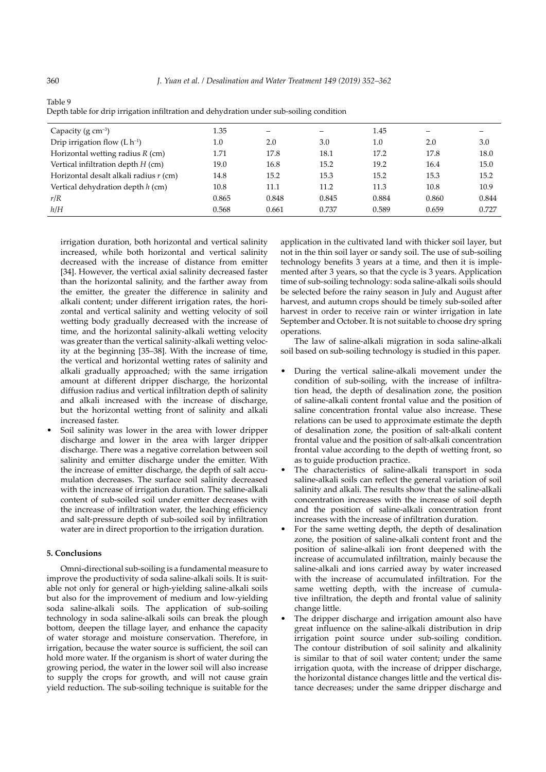Table 9
Depth table for drip irrigation infiltration and dehydration under sub-soiling condition

| Capacity (g cm$^{-3}$) | 1.35 | – | – | 1.45 | – | – |
|---|---|---|---|---|---|---|
| Drip irrigation flow (L h$^{-1}$) | 1.0 | 2.0 | 3.0 | 1.0 | 2.0 | 3.0 |
| Horizontal wetting radius $R$ (cm) | 1.71 | 17.8 | 18.1 | 17.2 | 17.8 | 18.0 |
| Vertical infiltration depth $H$ (cm) | 19.0 | 16.8 | 15.2 | 19.2 | 16.4 | 15.0 |
| Horizontal desalt alkali radius $r$ (cm) | 14.8 | 15.2 | 15.3 | 15.2 | 15.3 | 15.2 |
| Vertical dehydration depth $h$ (cm) | 10.8 | 11.1 | 11.2 | 11.3 | 10.8 | 10.9 |
| $r/R$ | 0.865 | 0.848 | 0.845 | 0.884 | 0.860 | 0.844 |
| $h/H$ | 0.568 | 0.661 | 0.737 | 0.589 | 0.659 | 0.727 |

irrigation duration, both horizontal and vertical salinity increased, while both horizontal and vertical salinity decreased with the increase of distance from emitter [34]. However, the vertical axial salinity decreased faster than the horizontal salinity, and the farther away from the emitter, the greater the difference in salinity and alkali content; under different irrigation rates, the horizontal and vertical salinity and wetting velocity of soil wetting body gradually decreased with the increase of time, and the horizontal salinity-alkali wetting velocity was greater than the vertical salinity-alkali wetting velocity at the beginning [35–38]. With the increase of time, the vertical and horizontal wetting rates of salinity and alkali gradually approached; with the same irrigation amount at different dripper discharge, the horizontal diffusion radius and vertical infiltration depth of salinity and alkali increased with the increase of discharge, but the horizontal wetting front of salinity and alkali increased faster.

- Soil salinity was lower in the area with lower dripper discharge and lower in the area with larger dripper discharge. There was a negative correlation between soil salinity and emitter discharge under the emitter. With the increase of emitter discharge, the depth of salt accumulation decreases. The surface soil salinity decreased with the increase of irrigation duration. The saline-alkali content of sub-soiled soil under emitter decreases with the increase of infiltration water, the leaching efficiency and salt-pressure depth of sub-soiled soil by infiltration water are in direct proportion to the irrigation duration.

## 5. Conclusions

Omni-directional sub-soiling is a fundamental measure to improve the productivity of soda saline-alkali soils. It is suitable not only for general or high-yielding saline-alkali soils but also for the improvement of medium and low-yielding soda saline-alkali soils. The application of sub-soiling technology in soda saline-alkali soils can break the plough bottom, deepen the tillage layer, and enhance the capacity of water storage and moisture conservation. Therefore, in irrigation, because the water source is sufficient, the soil can hold more water. If the organism is short of water during the growing period, the water in the lower soil will also increase to supply the crops for growth, and will not cause grain yield reduction. The sub-soiling technique is suitable for the application in the cultivated land with thicker soil layer, but not in the thin soil layer or sandy soil. The use of sub-soiling technology benefits 3 years at a time, and then it is implemented after 3 years, so that the cycle is 3 years. Application time of sub-soiling technology: soda saline-alkali soils should be selected before the rainy season in July and August after harvest, and autumn crops should be timely sub-soiled after harvest in order to receive rain or winter irrigation in late September and October. It is not suitable to choose dry spring operations.

The law of saline-alkali migration in soda saline-alkali soil based on sub-soiling technology is studied in this paper.

- During the vertical saline-alkali movement under the condition of sub-soiling, with the increase of infiltration head, the depth of desalination zone, the position of saline-alkali content frontal value and the position of saline concentration frontal value also increase. These relations can be used to approximate estimate the depth of desalination zone, the position of salt-alkali content frontal value and the position of salt-alkali concentration frontal value according to the depth of wetting front, so as to guide production practice.
- The characteristics of saline-alkali transport in soda saline-alkali soils can reflect the general variation of soil salinity and alkali. The results show that the saline-alkali concentration increases with the increase of soil depth and the position of saline-alkali concentration front increases with the increase of infiltration duration.
- For the same wetting depth, the depth of desalination zone, the position of saline-alkali content front and the position of saline-alkali ion front deepened with the increase of accumulated infiltration, mainly because the saline-alkali and ions carried away by water increased with the increase of accumulated infiltration. For the same wetting depth, with the increase of cumulative infiltration, the depth and frontal value of salinity change little.
- The dripper discharge and irrigation amount also have great influence on the saline-alkali distribution in drip irrigation point source under sub-soiling condition. The contour distribution of soil salinity and alkalinity is similar to that of soil water content; under the same irrigation quota, with the increase of dripper discharge, the horizontal distance changes little and the vertical distance decreases; under the same dripper discharge and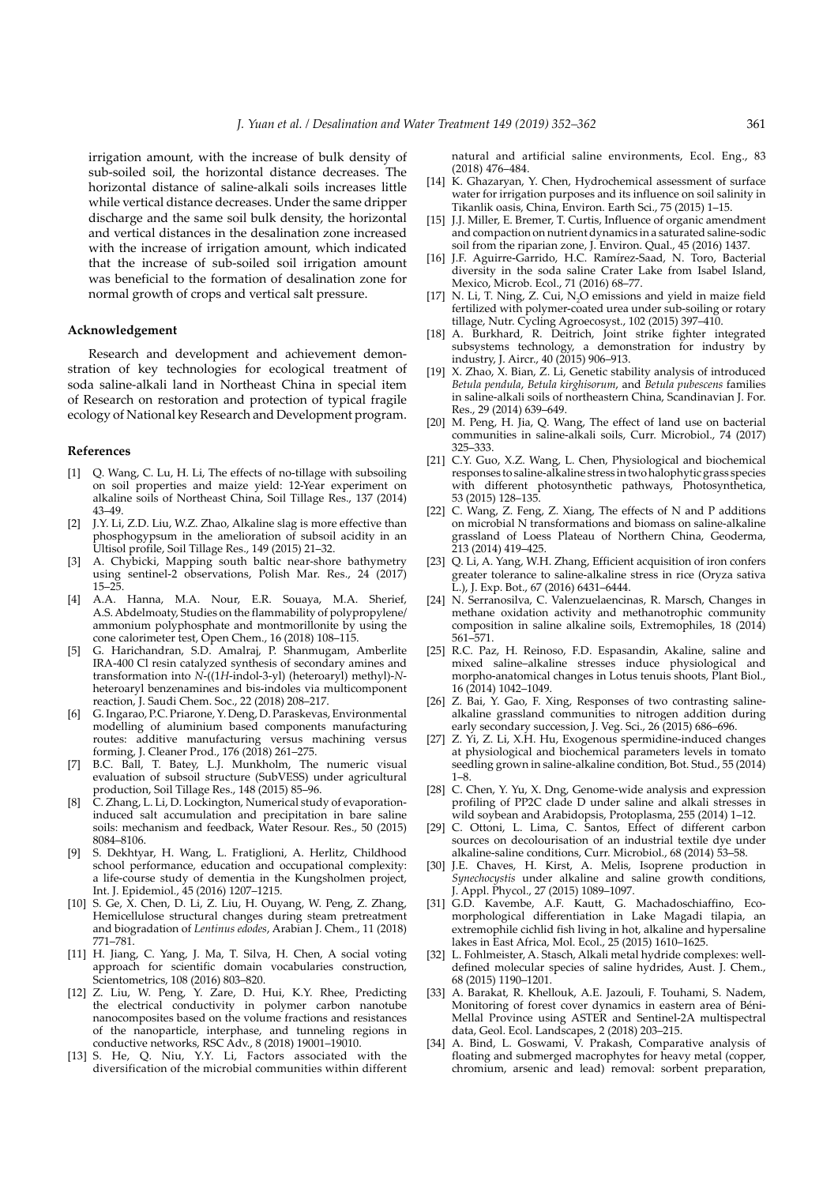irrigation amount, with the increase of bulk density of sub-soiled soil, the horizontal distance decreases. The horizontal distance of saline-alkali soils increases little while vertical distance decreases. Under the same dripper discharge and the same soil bulk density, the horizontal and vertical distances in the desalination zone increased with the increase of irrigation amount, which indicated that the increase of sub-soiled soil irrigation amount was beneficial to the formation of desalination zone for normal growth of crops and vertical salt pressure.

## Acknowledgement

Research and development and achievement demonstration of key technologies for ecological treatment of soda saline-alkali land in Northeast China in special item of Research on restoration and protection of typical fragile ecology of National key Research and Development program.

## References

[1] Q. Wang, C. Lu, H. Li, The effects of no-tillage with subsoiling on soil properties and maize yield: 12-Year experiment on alkaline soils of Northeast China, Soil Tillage Res., 137 (2014) 43–49.

[2] J.Y. Li, Z.D. Liu, W.Z. Zhao, Alkaline slag is more effective than phosphogypsum in the amelioration of subsoil acidity in an Ultisol profile, Soil Tillage Res., 149 (2015) 21–32.

[3] A. Chybicki, Mapping south baltic near-shore bathymetry using sentinel-2 observations, Polish Mar. Res., 24 (2017) 15–25.

[4] A.A. Hanna, M.A. Nour, E.R. Souaya, M.A. Sherief, A.S. Abdelmoaty, Studies on the flammability of polypropylene/ammonium polyphosphate and montmorillonite by using the cone calorimeter test, Open Chem., 16 (2018) 108–115.

[5] G. Harichandran, S.D. Amalraj, P. Shanmugam, Amberlite IRA-400 Cl resin catalyzed synthesis of secondary amines and transformation into *N*-((1*H*-indol-3-yl) (heteroaryl) methyl)-*N*-heteroaryl benzenamines and bis-indoles via multicomponent reaction, J. Saudi Chem. Soc., 22 (2018) 208–217.

[6] G. Ingarao, P.C. Priarone, Y. Deng, D. Paraskevas, Environmental modelling of aluminium based components manufacturing routes: additive manufacturing versus machining versus forming, J. Cleaner Prod., 176 (2018) 261–275.

[7] B.C. Ball, T. Batey, L.J. Munkholm, The numeric visual evaluation of subsoil structure (SubVESS) under agricultural production, Soil Tillage Res., 148 (2015) 85–96.

[8] C. Zhang, L. Li, D. Lockington, Numerical study of evaporation-induced salt accumulation and precipitation in bare saline soils: mechanism and feedback, Water Resour. Res., 50 (2015) 8084–8106.

[9] S. Dekhtyar, H. Wang, L. Fratiglioni, A. Herlitz, Childhood school performance, education and occupational complexity: a life-course study of dementia in the Kungsholmen project, Int. J. Epidemiol., 45 (2016) 1207–1215.

[10] S. Ge, X. Chen, D. Li, Z. Liu, H. Ouyang, W. Peng, Z. Zhang, Hemicellulose structural changes during steam pretreatment and biogradation of *Lentinus edodes*, Arabian J. Chem., 11 (2018) 771–781.

[11] H. Jiang, C. Yang, J. Ma, T. Silva, H. Chen, A social voting approach for scientific domain vocabularies construction, Scientometrics, 108 (2016) 803–820.

[12] Z. Liu, W. Peng, Y. Zare, D. Hui, K.Y. Rhee, Predicting the electrical conductivity in polymer carbon nanotube nanocomposites based on the volume fractions and resistances of the nanoparticle, interphase, and tunneling regions in conductive networks, RSC Adv., 8 (2018) 19001–19010.

[13] S. He, Q. Niu, Y.Y. Li, Factors associated with the diversification of the microbial communities within different natural and artificial saline environments, Ecol. Eng., 83 (2018) 476–484.

[14] K. Ghazaryan, Y. Chen, Hydrochemical assessment of surface water for irrigation purposes and its influence on soil salinity in Tikanlik oasis, China, Environ. Earth Sci., 75 (2015) 1–15.

[15] J.J. Miller, E. Bremer, T. Curtis, Influence of organic amendment and compaction on nutrient dynamics in a saturated saline-sodic soil from the riparian zone, J. Environ. Qual., 45 (2016) 1437.

[16] J.F. Aguirre-Garrido, H.C. Ramírez-Saad, N. Toro, Bacterial diversity in the soda saline Crater Lake from Isabel Island, Mexico, Microb. Ecol., 71 (2016) 68–77.

[17] N. Li, T. Ning, Z. Cui, $N_2O$ emissions and yield in maize field fertilized with polymer-coated urea under sub-soiling or rotary tillage, Nutr. Cycling Agroecosyst., 102 (2015) 397–410.

[18] A. Burkhard, R. Deitrich, Joint strike fighter integrated subsystems technology, a demonstration for industry by industry, J. Aircr., 40 (2015) 906–913.

[19] X. Zhao, X. Bian, Z. Li, Genetic stability analysis of introduced *Betula pendula*, *Betula kirghisorum*, and *Betula pubescens* families in saline-alkali soils of northeastern China, Scandinavian J. For. Res., 29 (2014) 639–649.

[20] M. Peng, H. Jia, Q. Wang, The effect of land use on bacterial communities in saline-alkali soils, Curr. Microbiol., 74 (2017) 325–333.

[21] C.Y. Guo, X.Z. Wang, L. Chen, Physiological and biochemical responses to saline-alkaline stress in two halophytic grass species with different photosynthetic pathways, Photosynthetica, 53 (2015) 128–135.

[22] C. Wang, Z. Feng, Z. Xiang, The effects of N and P additions on microbial N transformations and biomass on saline-alkaline grassland of Loess Plateau of Northern China, Geoderma, 213 (2014) 419–425.

[23] Q. Li, A. Yang, W.H. Zhang, Efficient acquisition of iron confers greater tolerance to saline-alkaline stress in rice (Oryza sativa L.), J. Exp. Bot., 67 (2016) 6431–6444.

[24] N. Serranosilva, C. Valenzuelaencinas, R. Marsch, Changes in methane oxidation activity and methanotrophic community composition in saline alkaline soils, Extremophiles, 18 (2014) 561–571.

[25] R.C. Paz, H. Reinoso, F.D. Espasandin, Akaline, saline and mixed saline–alkaline stresses induce physiological and morpho-anatomical changes in Lotus tenuis shoots, Plant Biol., 16 (2014) 1042–1049.

[26] Z. Bai, Y. Gao, F. Xing, Responses of two contrasting saline-alkaline grassland communities to nitrogen addition during early secondary succession, J. Veg. Sci., 26 (2015) 686–696.

[27] Z. Yi, Z. Li, X.H. Hu, Exogenous spermidine-induced changes at physiological and biochemical parameters levels in tomato seedling grown in saline-alkaline condition, Bot. Stud., 55 (2014) 1–8.

[28] C. Chen, Y. Yu, X. Dng, Genome-wide analysis and expression profiling of PP2C clade D under saline and alkali stresses in wild soybean and Arabidopsis, Protoplasma, 255 (2014) 1–12.

[29] C. Ottoni, L. Lima, C. Santos, Effect of different carbon sources on decolourisation of an industrial textile dye under alkaline-saline conditions, Curr. Microbiol., 68 (2014) 53–58.

[30] J.E. Chaves, H. Kirst, A. Melis, Isoprene production in *Synechocystis* under alkaline and saline growth conditions, J. Appl. Phycol., 27 (2015) 1089–1097.

[31] G.D. Kavembe, A.F. Kautt, G. Machadoschiaffino, Eco-morphological differentiation in Lake Magadi tilapia, an extremophile cichlid fish living in hot, alkaline and hypersaline lakes in East Africa, Mol. Ecol., 25 (2015) 1610–1625.

[32] L. Fohlmeister, A. Stasch, Alkali metal hydride complexes: well-defined molecular species of saline hydrides, Aust. J. Chem., 68 (2015) 1190–1201.

[33] A. Barakat, R. Khellouk, A.E. Jazouli, F. Touhami, S. Nadem, Monitoring of forest cover dynamics in eastern area of Béni-Mellal Province using ASTER and Sentinel-2A multispectral data, Geol. Ecol. Landscapes, 2 (2018) 203–215.

[34] A. Bind, L. Goswami, V. Prakash, Comparative analysis of floating and submerged macrophytes for heavy metal (copper, chromium, arsenic and lead) removal: sorbent preparation,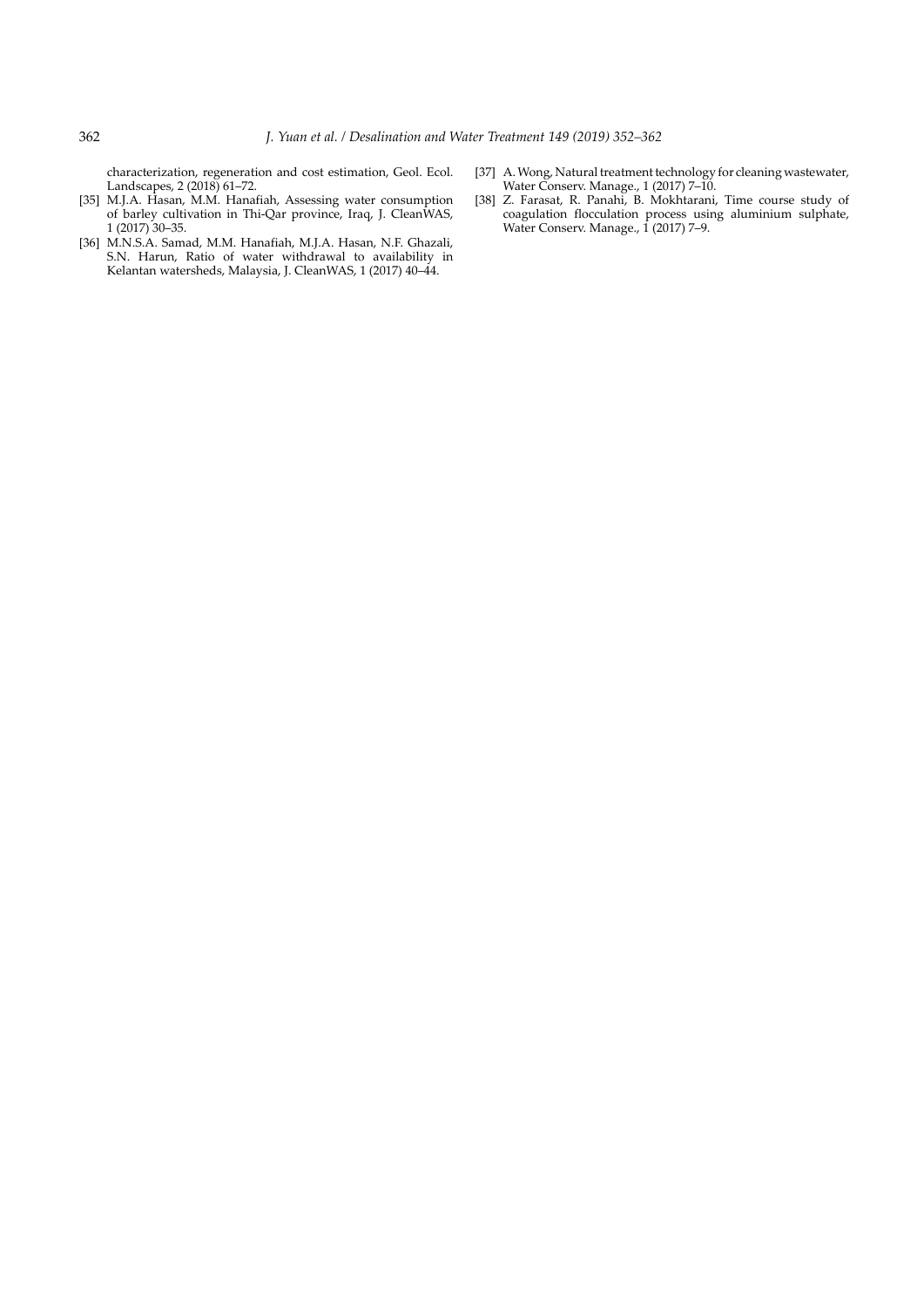characterization, regeneration and cost estimation, Geol. Ecol. Landscapes, 2 (2018) 61–72.

[35] M.J.A. Hasan, M.M. Hanafiah, Assessing water consumption of barley cultivation in Thi-Qar province, Iraq, J. CleanWAS, 1 (2017) 30–35.

[36] M.N.S.A. Samad, M.M. Hanafiah, M.J.A. Hasan, N.F. Ghazali, S.N. Harun, Ratio of water withdrawal to availability in Kelantan watersheds, Malaysia, J. CleanWAS, 1 (2017) 40–44.

[37] A. Wong, Natural treatment technology for cleaning wastewater, Water Conserv. Manage., 1 (2017) 7–10.

[38] Z. Farasat, R. Panahi, B. Mokhtarani, Time course study of coagulation flocculation process using aluminium sulphate, Water Conserv. Manage., 1 (2017) 7–9.